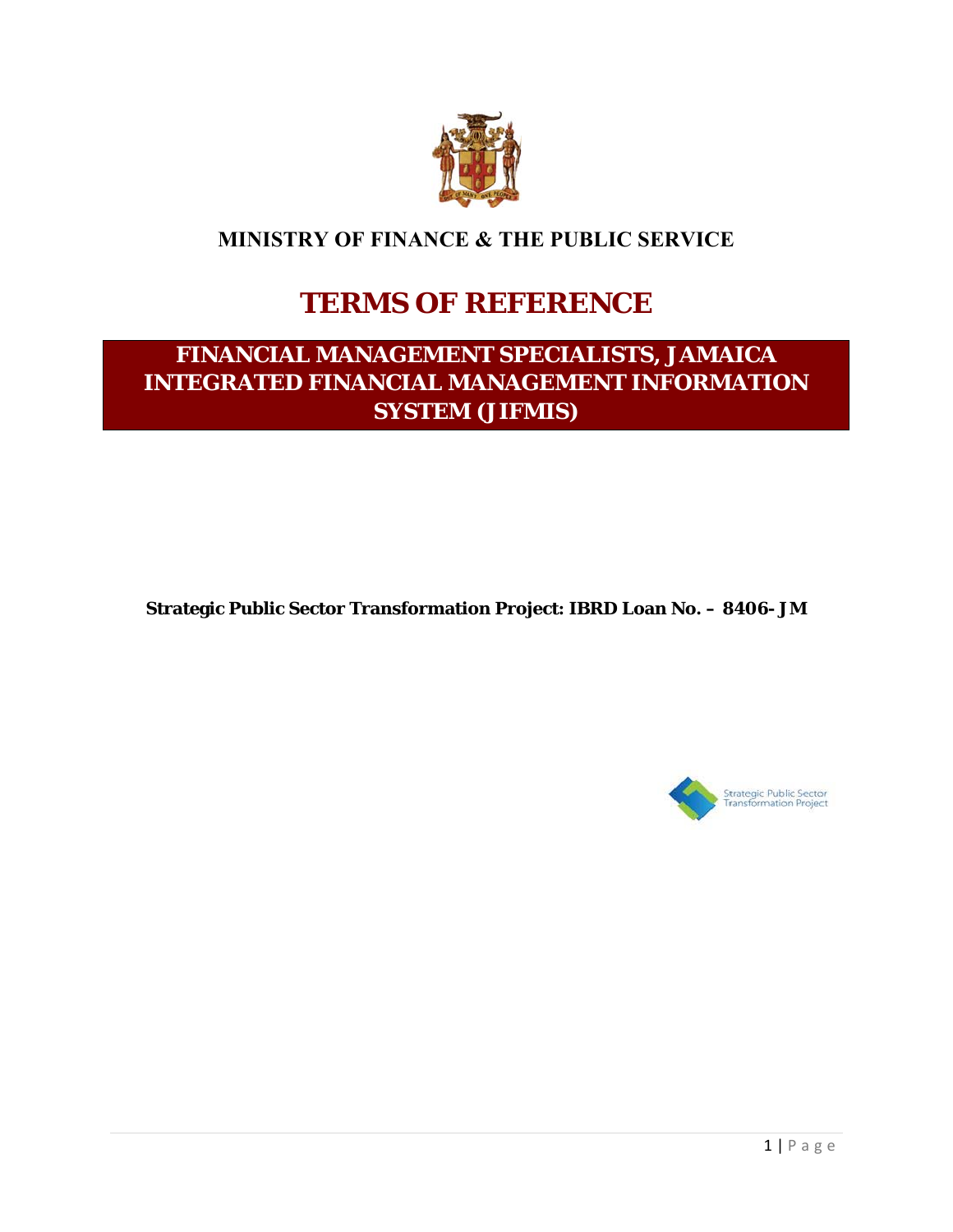**MINISTRY OF FINANCE & THE PUBLIC SERVICE**

# TERMS OF REFERENCE

## FINANCIAL MANAGEMENT SPECIALISTS, JAMAICA INTEGRATED FINANCIAL MANAGEMENT INFORMATION SYSTEM (JIFMIS)

**Strategic Public Sector Transformation Project: IBRD Loan No. – 8406-JM**

Strategic Public Sector Transformation Project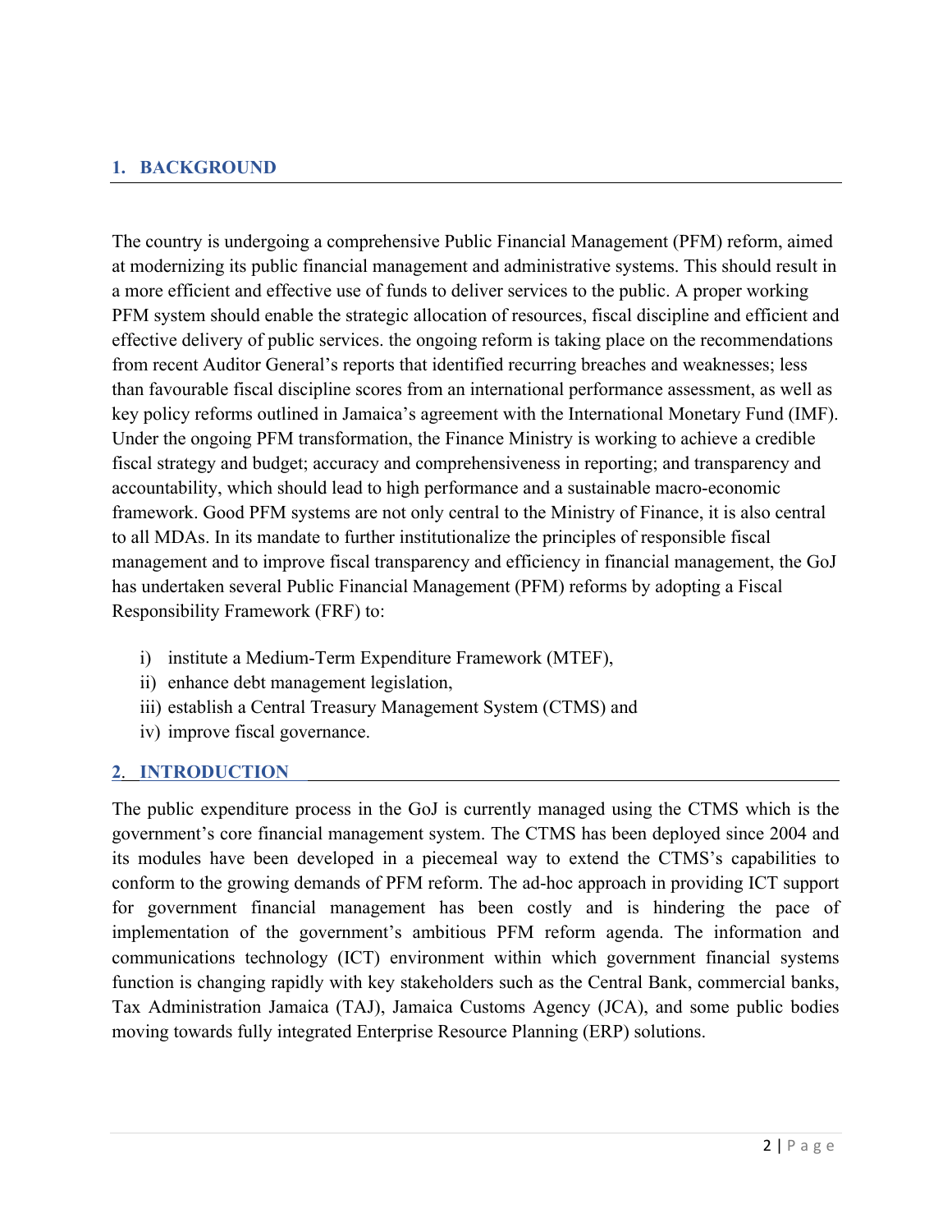## 1. BACKGROUND

The country is undergoing a comprehensive Public Financial Management (PFM) reform, aimed at modernizing its public financial management and administrative systems. This should result in a more efficient and effective use of funds to deliver services to the public. A proper working PFM system should enable the strategic allocation of resources, fiscal discipline and efficient and effective delivery of public services. the ongoing reform is taking place on the recommendations from recent Auditor General's reports that identified recurring breaches and weaknesses; less than favourable fiscal discipline scores from an international performance assessment, as well as key policy reforms outlined in Jamaica's agreement with the International Monetary Fund (IMF). Under the ongoing PFM transformation, the Finance Ministry is working to achieve a credible fiscal strategy and budget; accuracy and comprehensiveness in reporting; and transparency and accountability, which should lead to high performance and a sustainable macro-economic framework. Good PFM systems are not only central to the Ministry of Finance, it is also central to all MDAs. In its mandate to further institutionalize the principles of responsible fiscal management and to improve fiscal transparency and efficiency in financial management, the GoJ has undertaken several Public Financial Management (PFM) reforms by adopting a Fiscal Responsibility Framework (FRF) to:

i) institute a Medium-Term Expenditure Framework (MTEF),
ii) enhance debt management legislation,
iii) establish a Central Treasury Management System (CTMS) and
iv) improve fiscal governance.

## 2. INTRODUCTION

The public expenditure process in the GoJ is currently managed using the CTMS which is the government's core financial management system. The CTMS has been deployed since 2004 and its modules have been developed in a piecemeal way to extend the CTMS's capabilities to conform to the growing demands of PFM reform. The ad-hoc approach in providing ICT support for government financial management has been costly and is hindering the pace of implementation of the government's ambitious PFM reform agenda. The information and communications technology (ICT) environment within which government financial systems function is changing rapidly with key stakeholders such as the Central Bank, commercial banks, Tax Administration Jamaica (TAJ), Jamaica Customs Agency (JCA), and some public bodies moving towards fully integrated Enterprise Resource Planning (ERP) solutions.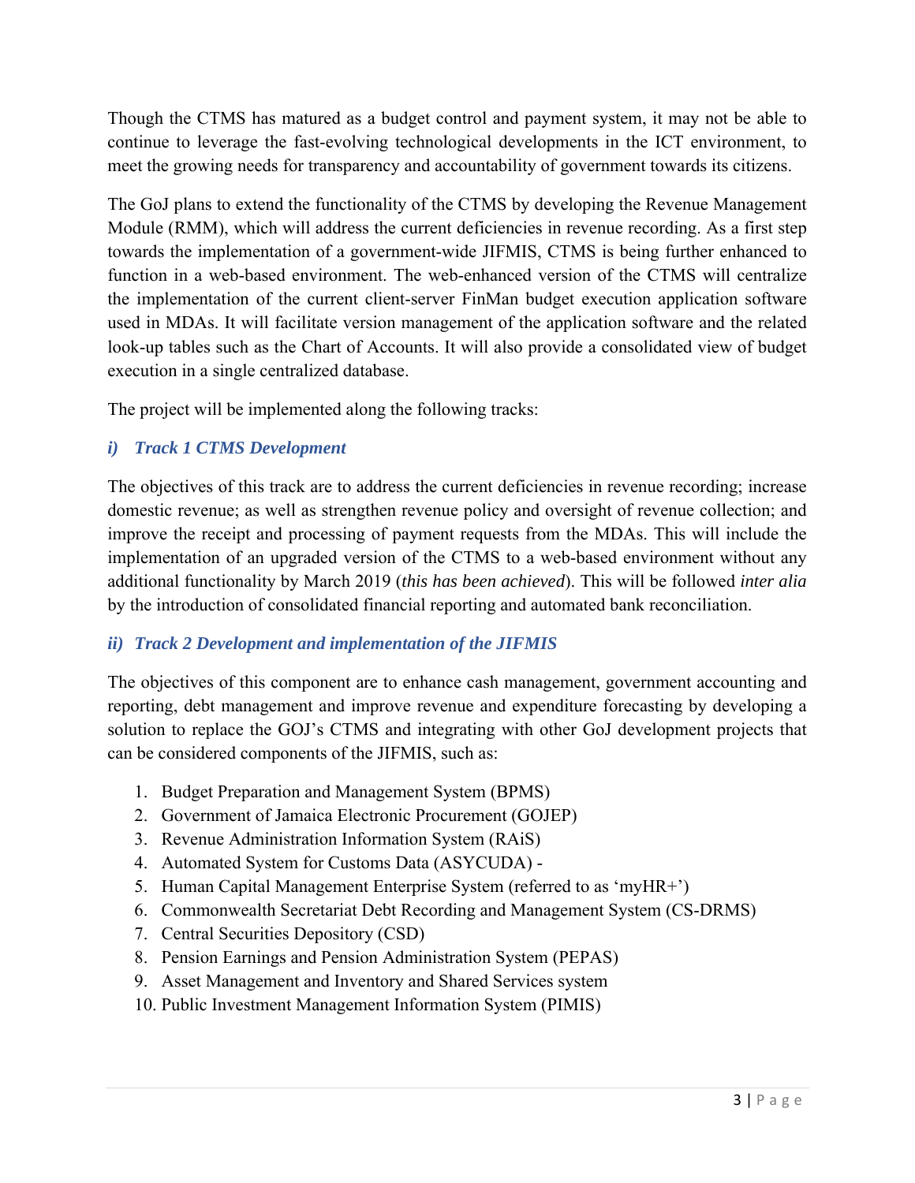Though the CTMS has matured as a budget control and payment system, it may not be able to continue to leverage the fast-evolving technological developments in the ICT environment, to meet the growing needs for transparency and accountability of government towards its citizens.

The GoJ plans to extend the functionality of the CTMS by developing the Revenue Management Module (RMM), which will address the current deficiencies in revenue recording. As a first step towards the implementation of a government-wide JIFMIS, CTMS is being further enhanced to function in a web-based environment. The web-enhanced version of the CTMS will centralize the implementation of the current client-server FinMan budget execution application software used in MDAs. It will facilitate version management of the application software and the related look-up tables such as the Chart of Accounts. It will also provide a consolidated view of budget execution in a single centralized database.

The project will be implemented along the following tracks:

### *i) Track 1 CTMS Development*

The objectives of this track are to address the current deficiencies in revenue recording; increase domestic revenue; as well as strengthen revenue policy and oversight of revenue collection; and improve the receipt and processing of payment requests from the MDAs. This will include the implementation of an upgraded version of the CTMS to a web-based environment without any additional functionality by March 2019 (*this has been achieved*). This will be followed *inter alia* by the introduction of consolidated financial reporting and automated bank reconciliation.

### *ii) Track 2 Development and implementation of the JIFMIS*

The objectives of this component are to enhance cash management, government accounting and reporting, debt management and improve revenue and expenditure forecasting by developing a solution to replace the GOJ's CTMS and integrating with other GoJ development projects that can be considered components of the JIFMIS, such as:

1. Budget Preparation and Management System (BPMS)
2. Government of Jamaica Electronic Procurement (GOJEP)
3. Revenue Administration Information System (RAiS)
4. Automated System for Customs Data (ASYCUDA) -
5. Human Capital Management Enterprise System (referred to as 'myHR+')
6. Commonwealth Secretariat Debt Recording and Management System (CS-DRMS)
7. Central Securities Depository (CSD)
8. Pension Earnings and Pension Administration System (PEPAS)
9. Asset Management and Inventory and Shared Services system
10. Public Investment Management Information System (PIMIS)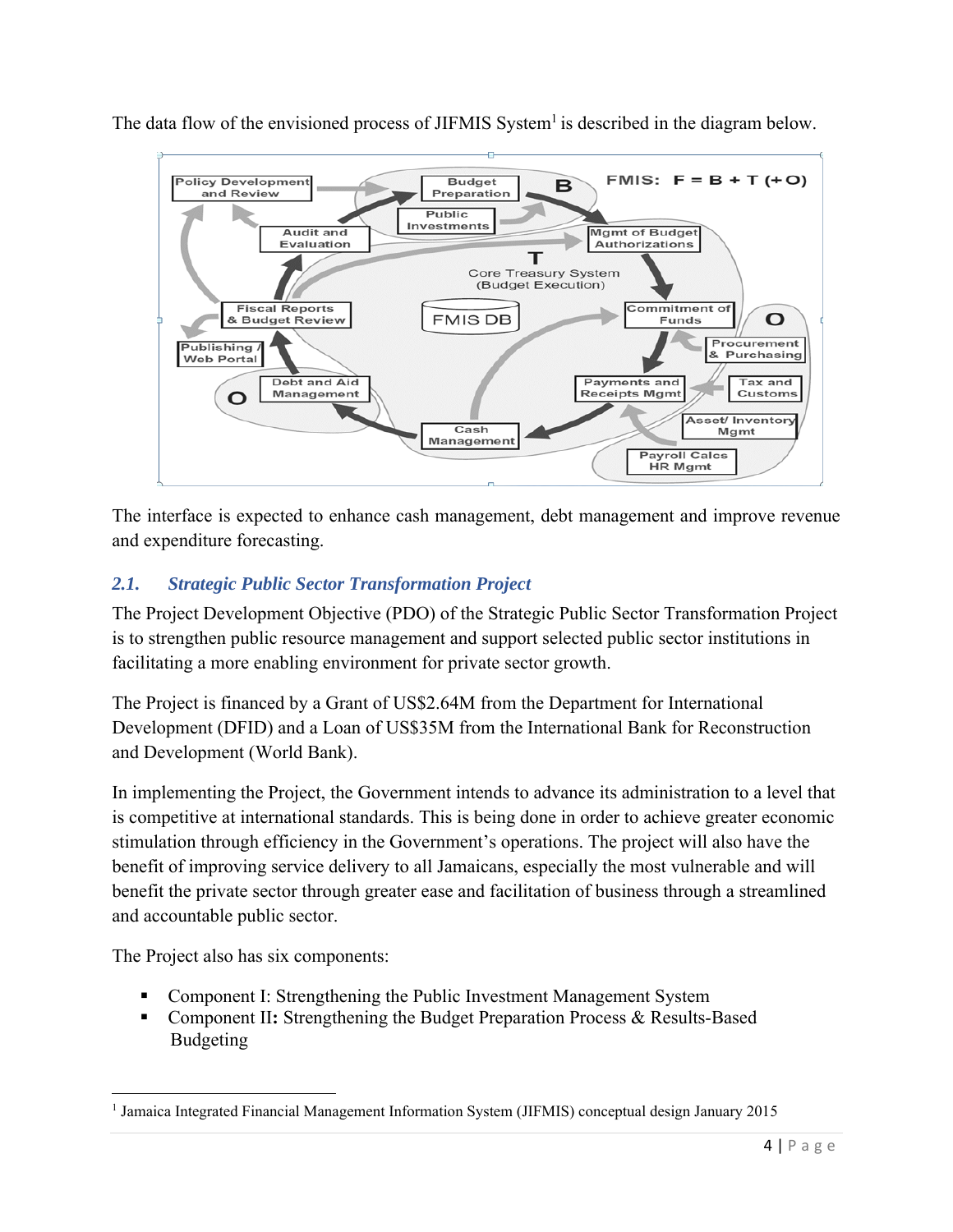The data flow of the envisioned process of JIFMIS System[1] is described in the diagram below.

The interface is expected to enhance cash management, debt management and improve revenue and expenditure forecasting.

## *2.1. Strategic Public Sector Transformation Project*

The Project Development Objective (PDO) of the Strategic Public Sector Transformation Project is to strengthen public resource management and support selected public sector institutions in facilitating a more enabling environment for private sector growth.

The Project is financed by a Grant of US$2.64M from the Department for International Development (DFID) and a Loan of US$35M from the International Bank for Reconstruction and Development (World Bank).

In implementing the Project, the Government intends to advance its administration to a level that is competitive at international standards. This is being done in order to achieve greater economic stimulation through efficiency in the Government's operations. The project will also have the benefit of improving service delivery to all Jamaicans, especially the most vulnerable and will benefit the private sector through greater ease and facilitation of business through a streamlined and accountable public sector.

The Project also has six components:

- Component I: Strengthening the Public Investment Management System
- Component II**:** Strengthening the Budget Preparation Process & Results-Based Budgeting

[1] Jamaica Integrated Financial Management Information System (JIFMIS) conceptual design January 2015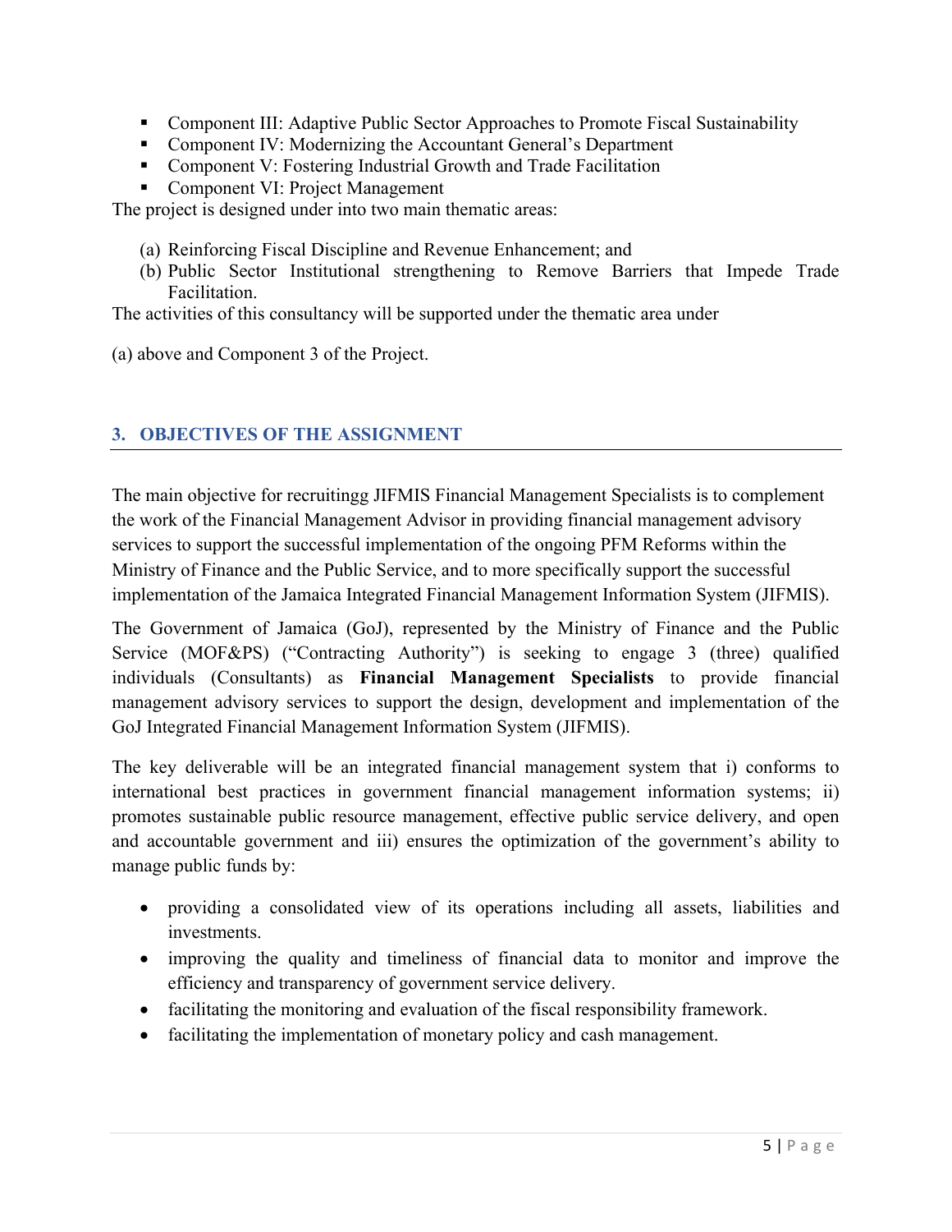- Component III: Adaptive Public Sector Approaches to Promote Fiscal Sustainability
- Component IV: Modernizing the Accountant General's Department
- Component V: Fostering Industrial Growth and Trade Facilitation
- Component VI: Project Management

The project is designed under into two main thematic areas:

(a) Reinforcing Fiscal Discipline and Revenue Enhancement; and
(b) Public Sector Institutional strengthening to Remove Barriers that Impede Trade Facilitation.

The activities of this consultancy will be supported under the thematic area under

(a) above and Component 3 of the Project.

## 3. OBJECTIVES OF THE ASSIGNMENT

The main objective for recruitingg JIFMIS Financial Management Specialists is to complement the work of the Financial Management Advisor in providing financial management advisory services to support the successful implementation of the ongoing PFM Reforms within the Ministry of Finance and the Public Service, and to more specifically support the successful implementation of the Jamaica Integrated Financial Management Information System (JIFMIS).

The Government of Jamaica (GoJ), represented by the Ministry of Finance and the Public Service (MOF&PS) ("Contracting Authority") is seeking to engage 3 (three) qualified individuals (Consultants) as **Financial Management Specialists** to provide financial management advisory services to support the design, development and implementation of the GoJ Integrated Financial Management Information System (JIFMIS).

The key deliverable will be an integrated financial management system that i) conforms to international best practices in government financial management information systems; ii) promotes sustainable public resource management, effective public service delivery, and open and accountable government and iii) ensures the optimization of the government's ability to manage public funds by:

- providing a consolidated view of its operations including all assets, liabilities and investments.
- improving the quality and timeliness of financial data to monitor and improve the efficiency and transparency of government service delivery.
- facilitating the monitoring and evaluation of the fiscal responsibility framework.
- facilitating the implementation of monetary policy and cash management.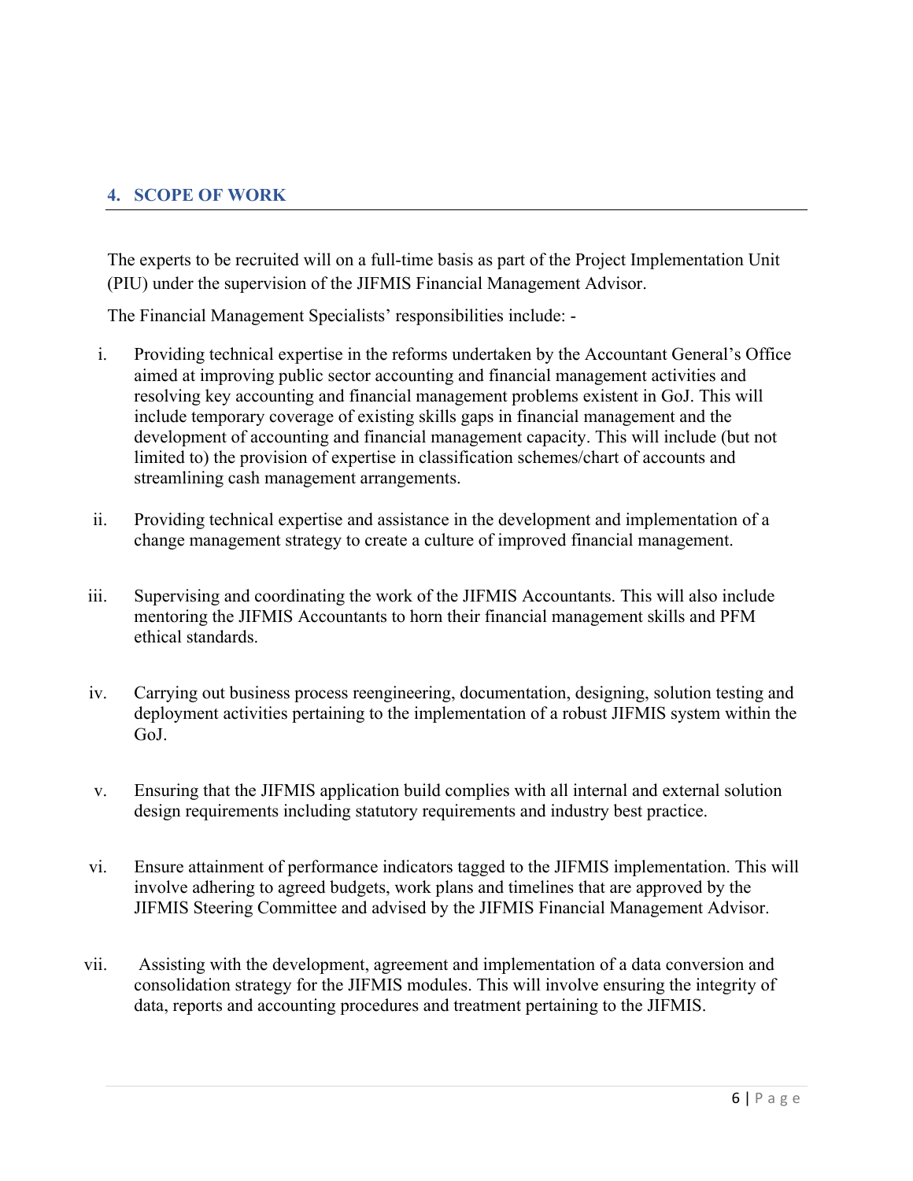## 4. SCOPE OF WORK

The experts to be recruited will on a full-time basis as part of the Project Implementation Unit (PIU) under the supervision of the JIFMIS Financial Management Advisor.

The Financial Management Specialists' responsibilities include: -

i. Providing technical expertise in the reforms undertaken by the Accountant General's Office aimed at improving public sector accounting and financial management activities and resolving key accounting and financial management problems existent in GoJ. This will include temporary coverage of existing skills gaps in financial management and the development of accounting and financial management capacity. This will include (but not limited to) the provision of expertise in classification schemes/chart of accounts and streamlining cash management arrangements.

ii. Providing technical expertise and assistance in the development and implementation of a change management strategy to create a culture of improved financial management.

iii. Supervising and coordinating the work of the JIFMIS Accountants. This will also include mentoring the JIFMIS Accountants to horn their financial management skills and PFM ethical standards.

iv. Carrying out business process reengineering, documentation, designing, solution testing and deployment activities pertaining to the implementation of a robust JIFMIS system within the GoJ.

v. Ensuring that the JIFMIS application build complies with all internal and external solution design requirements including statutory requirements and industry best practice.

vi. Ensure attainment of performance indicators tagged to the JIFMIS implementation. This will involve adhering to agreed budgets, work plans and timelines that are approved by the JIFMIS Steering Committee and advised by the JIFMIS Financial Management Advisor.

vii. Assisting with the development, agreement and implementation of a data conversion and consolidation strategy for the JIFMIS modules. This will involve ensuring the integrity of data, reports and accounting procedures and treatment pertaining to the JIFMIS.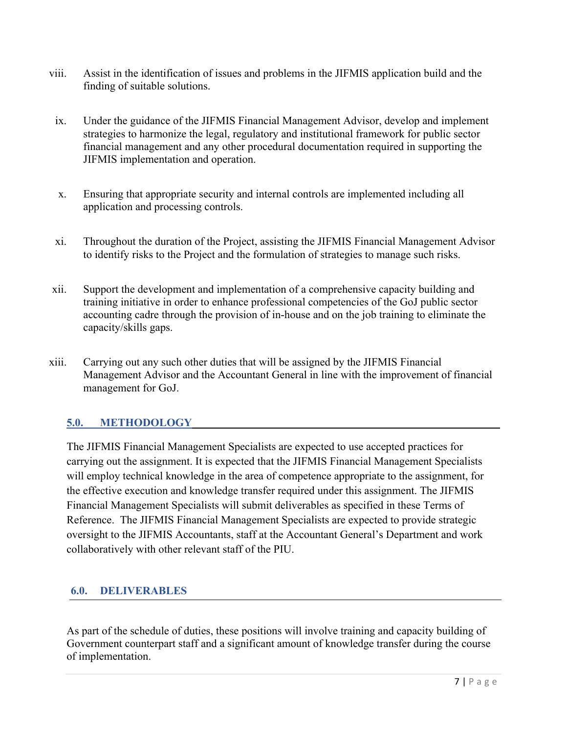viii. Assist in the identification of issues and problems in the JIFMIS application build and the finding of suitable solutions.

ix. Under the guidance of the JIFMIS Financial Management Advisor, develop and implement strategies to harmonize the legal, regulatory and institutional framework for public sector financial management and any other procedural documentation required in supporting the JIFMIS implementation and operation.

x. Ensuring that appropriate security and internal controls are implemented including all application and processing controls.

xi. Throughout the duration of the Project, assisting the JIFMIS Financial Management Advisor to identify risks to the Project and the formulation of strategies to manage such risks.

xii. Support the development and implementation of a comprehensive capacity building and training initiative in order to enhance professional competencies of the GoJ public sector accounting cadre through the provision of in-house and on the job training to eliminate the capacity/skills gaps.

xiii. Carrying out any such other duties that will be assigned by the JIFMIS Financial Management Advisor and the Accountant General in line with the improvement of financial management for GoJ.

## 5.0. METHODOLOGY

The JIFMIS Financial Management Specialists are expected to use accepted practices for carrying out the assignment. It is expected that the JIFMIS Financial Management Specialists will employ technical knowledge in the area of competence appropriate to the assignment, for the effective execution and knowledge transfer required under this assignment. The JIFMIS Financial Management Specialists will submit deliverables as specified in these Terms of Reference. The JIFMIS Financial Management Specialists are expected to provide strategic oversight to the JIFMIS Accountants, staff at the Accountant General's Department and work collaboratively with other relevant staff of the PIU.

## 6.0. DELIVERABLES

As part of the schedule of duties, these positions will involve training and capacity building of Government counterpart staff and a significant amount of knowledge transfer during the course of implementation.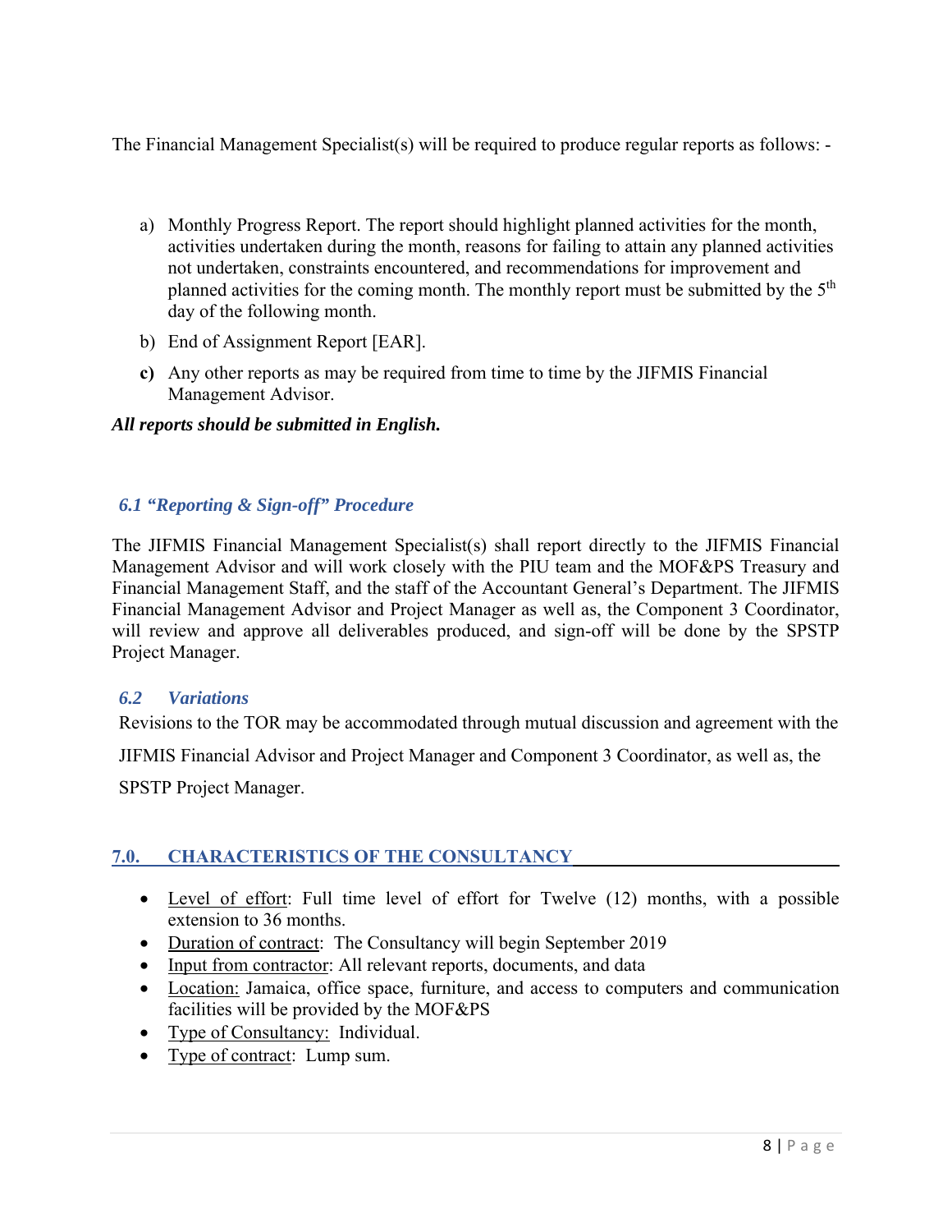The Financial Management Specialist(s) will be required to produce regular reports as follows: -

a) Monthly Progress Report. The report should highlight planned activities for the month, activities undertaken during the month, reasons for failing to attain any planned activities not undertaken, constraints encountered, and recommendations for improvement and planned activities for the coming month. The monthly report must be submitted by the 5th day of the following month.

b) End of Assignment Report [EAR].

**c)** Any other reports as may be required from time to time by the JIFMIS Financial Management Advisor.

***All reports should be submitted in English.***

### *6.1 "Reporting & Sign-off" Procedure*

The JIFMIS Financial Management Specialist(s) shall report directly to the JIFMIS Financial Management Advisor and will work closely with the PIU team and the MOF&PS Treasury and Financial Management Staff, and the staff of the Accountant General's Department. The JIFMIS Financial Management Advisor and Project Manager as well as, the Component 3 Coordinator, will review and approve all deliverables produced, and sign-off will be done by the SPSTP Project Manager.

### *6.2 Variations*

Revisions to the TOR may be accommodated through mutual discussion and agreement with the JIFMIS Financial Advisor and Project Manager and Component 3 Coordinator, as well as, the SPSTP Project Manager.

## 7.0. CHARACTERISTICS OF THE CONSULTANCY

- Level of effort: Full time level of effort for Twelve (12) months, with a possible extension to 36 months.
- Duration of contract: The Consultancy will begin September 2019
- Input from contractor: All relevant reports, documents, and data
- Location: Jamaica, office space, furniture, and access to computers and communication facilities will be provided by the MOF&PS
- Type of Consultancy: Individual.
- Type of contract: Lump sum.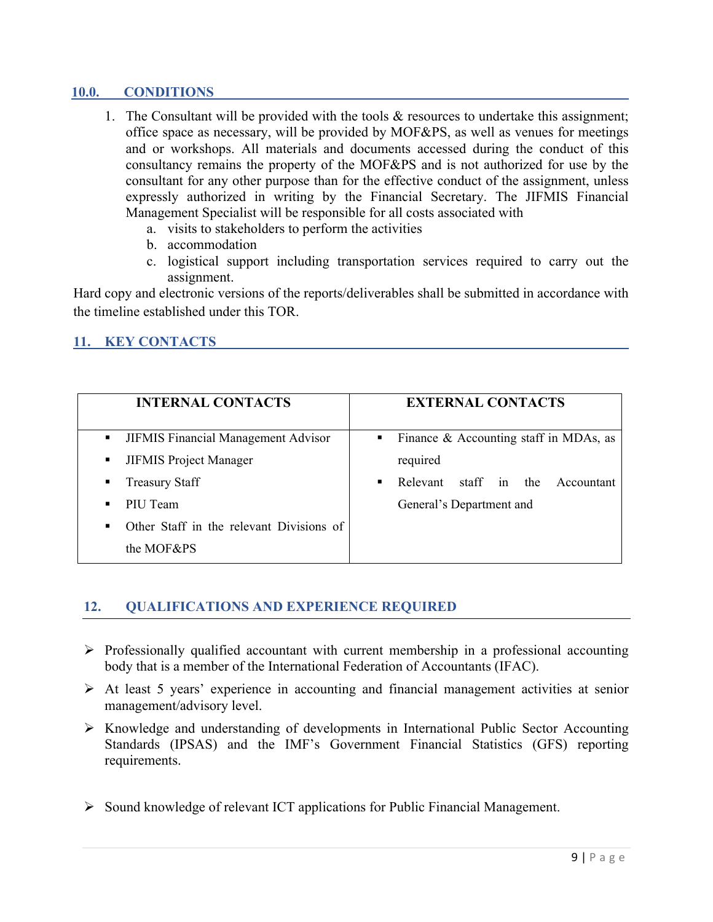## 10.0. CONDITIONS

1. The Consultant will be provided with the tools & resources to undertake this assignment; office space as necessary, will be provided by MOF&PS, as well as venues for meetings and or workshops. All materials and documents accessed during the conduct of this consultancy remains the property of the MOF&PS and is not authorized for use by the consultant for any other purpose than for the effective conduct of the assignment, unless expressly authorized in writing by the Financial Secretary. The JIFMIS Financial Management Specialist will be responsible for all costs associated with
   a. visits to stakeholders to perform the activities
   b. accommodation
   c. logistical support including transportation services required to carry out the assignment.

Hard copy and electronic versions of the reports/deliverables shall be submitted in accordance with the timeline established under this TOR.

## 11. KEY CONTACTS

| INTERNAL CONTACTS | EXTERNAL CONTACTS |
|---|---|
| ▪ JIFMIS Financial Management Advisor<br>▪ JIFMIS Project Manager<br>▪ Treasury Staff<br>▪ PIU Team<br>▪ Other Staff in the relevant Divisions of the MOF&PS | ▪ Finance & Accounting staff in MDAs, as required<br>▪ Relevant staff in the Accountant General's Department and |

## 12. QUALIFICATIONS AND EXPERIENCE REQUIRED

- Professionally qualified accountant with current membership in a professional accounting body that is a member of the International Federation of Accountants (IFAC).
- At least 5 years' experience in accounting and financial management activities at senior management/advisory level.
- Knowledge and understanding of developments in International Public Sector Accounting Standards (IPSAS) and the IMF's Government Financial Statistics (GFS) reporting requirements.
- Sound knowledge of relevant ICT applications for Public Financial Management.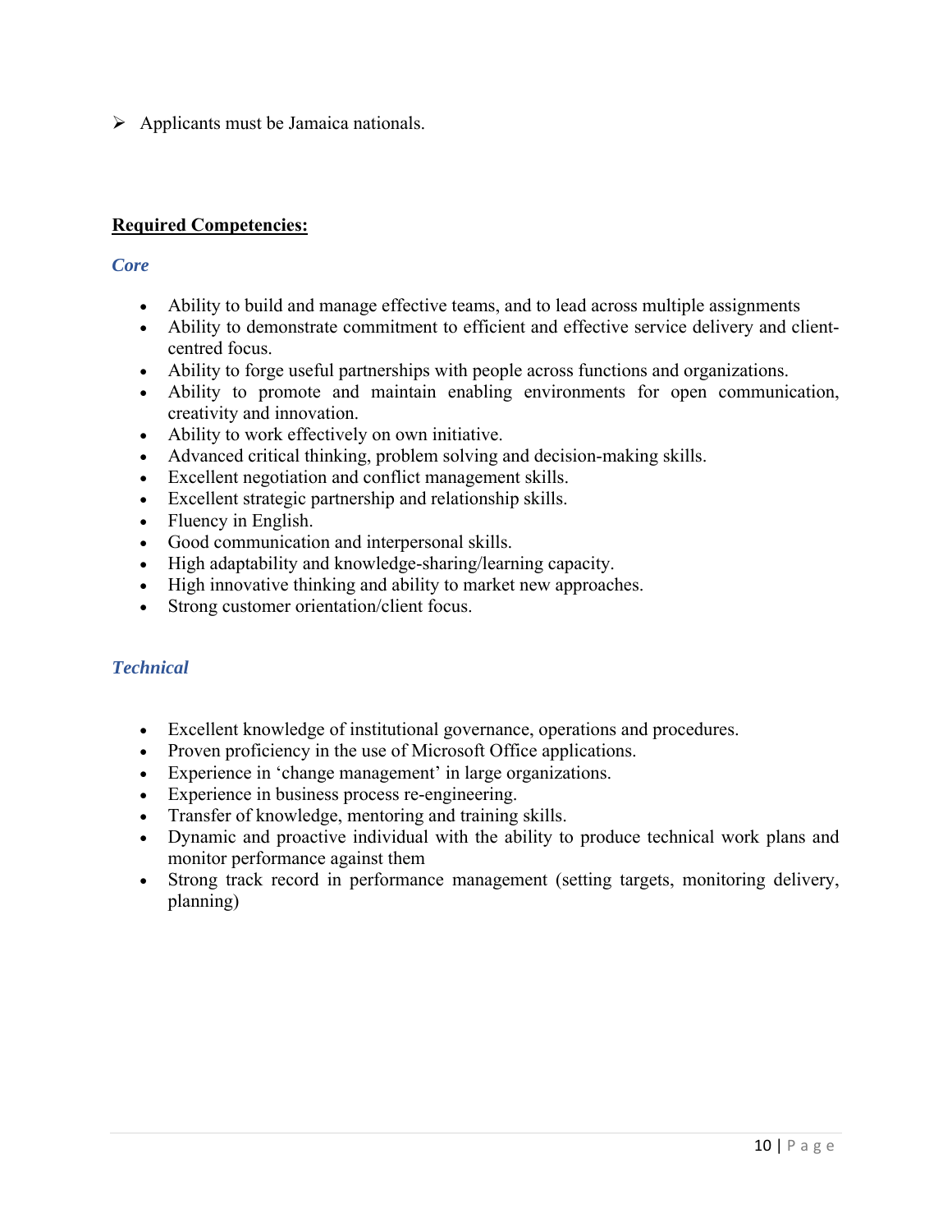- Applicants must be Jamaica nationals.

## Required Competencies:

### *Core*

- Ability to build and manage effective teams, and to lead across multiple assignments
- Ability to demonstrate commitment to efficient and effective service delivery and client-centred focus.
- Ability to forge useful partnerships with people across functions and organizations.
- Ability to promote and maintain enabling environments for open communication, creativity and innovation.
- Ability to work effectively on own initiative.
- Advanced critical thinking, problem solving and decision-making skills.
- Excellent negotiation and conflict management skills.
- Excellent strategic partnership and relationship skills.
- Fluency in English.
- Good communication and interpersonal skills.
- High adaptability and knowledge-sharing/learning capacity.
- High innovative thinking and ability to market new approaches.
- Strong customer orientation/client focus.

### *Technical*

- Excellent knowledge of institutional governance, operations and procedures.
- Proven proficiency in the use of Microsoft Office applications.
- Experience in 'change management' in large organizations.
- Experience in business process re-engineering.
- Transfer of knowledge, mentoring and training skills.
- Dynamic and proactive individual with the ability to produce technical work plans and monitor performance against them
- Strong track record in performance management (setting targets, monitoring delivery, planning)